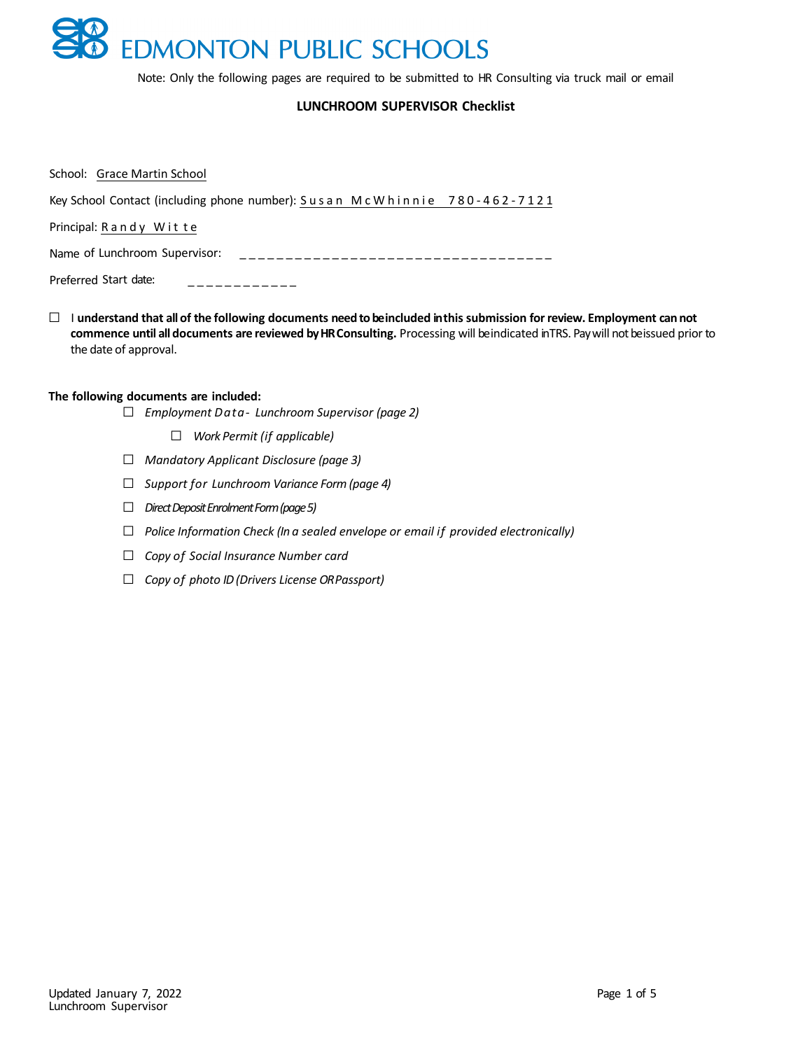# EDMONTON PUBLIC SCHOOLS

Note: Only the following pages are required to be submitted to HR Consulting via truck mail or email

**LUNCHROOM SUPERVISOR Checklist**

School: Grace Martin School

Key School Contact (including phone number): Susan McWhinnie 780-462-7121

Principal: Randy Witte

Name of Lunchroom Supervisor: ___________________________________

Preferred Start date: ____________

☐ I **understand that all of the following documents need to be included in this submission for review. Employment can not commence until all documents are reviewed by HR Consulting.** Processing will be indicated in TRS. Pay will not be issued prior to the date of approval.

**The following documents are included:**

- ☐ *Employment Data - Lunchroom Supervisor (page 2)*
  - ☐ *Work Permit (if applicable)*
- ☐ *Mandatory Applicant Disclosure (page 3)*
- ☐ *Support for Lunchroom Variance Form (page 4)*
- ☐ *Direct Deposit Enrolment Form (page 5)*
- ☐ *Police Information Check (In a sealed envelope or email if provided electronically)*
- ☐ *Copy of Social Insurance Number card*
- ☐ *Copy of photo ID (Drivers License OR Passport)*

Updated January 7, 2022
Lunchroom Supervisor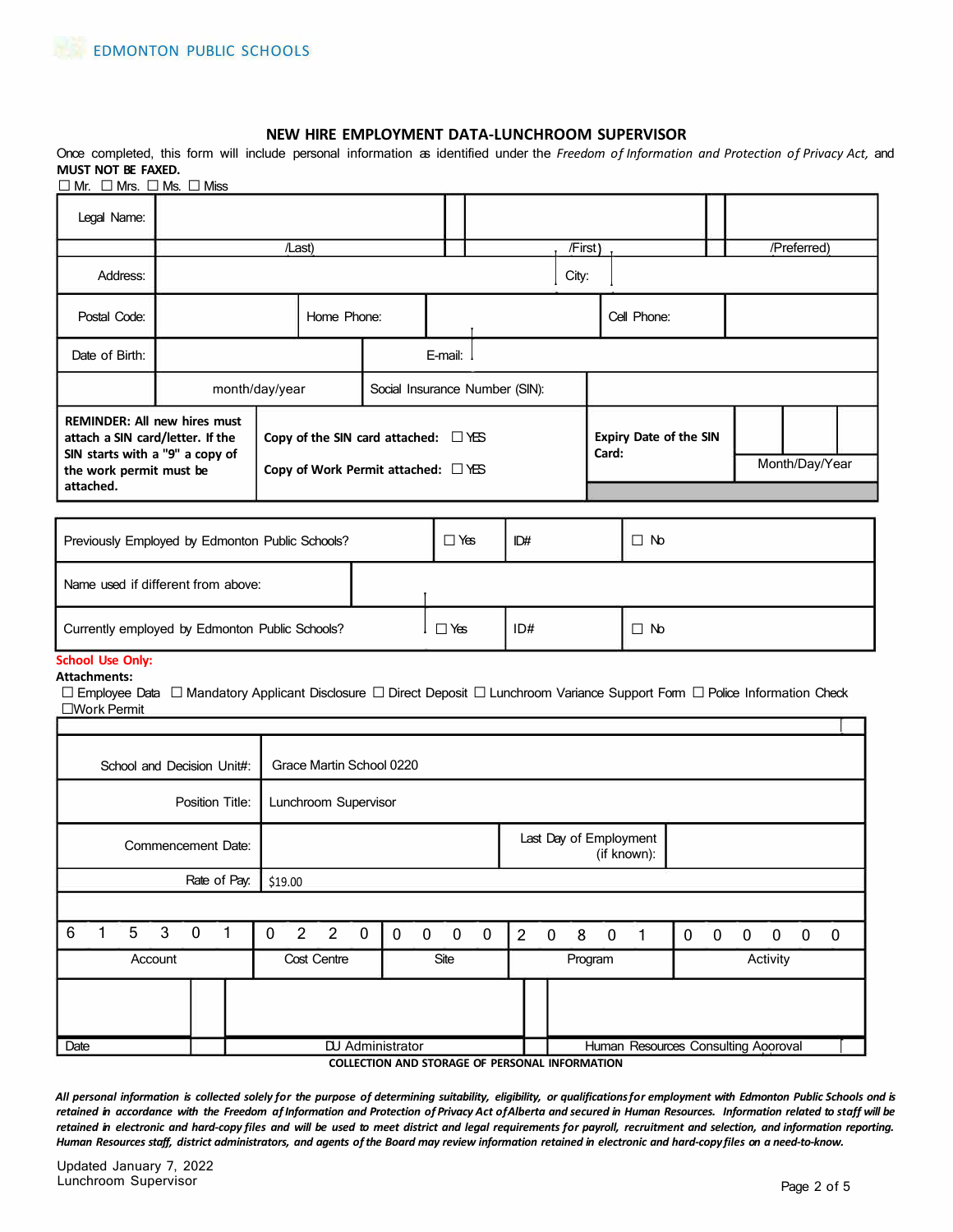EDMONTON PUBLIC SCHOOLS

## NEW HIRE EMPLOYMENT DATA-LUNCHROOM SUPERVISOR

Once completed, this form will include personal information as identified under the *Freedom of Information and Protection of Privacy Act,* and **MUST NOT BE FAXED.**

☐ Mr. ☐ Mrs. ☐ Ms. ☐ Miss

| | | | |
|---|---|---|---|
| Legal Name: | | | |
| | /Last) | /First) | /Preferred) |
| Address: | | City: | |
| Postal Code: | | Home Phone: | Cell Phone: |
| Date of Birth: | | E-mail: | |
| | month/day/year | Social Insurance Number (SIN): | |

| | | | |
|---|---|---|---|
| **REMINDER: All new hires must attach a SIN card/letter. If the SIN starts with a "9" a copy of the work permit must be attached.** | **Copy of the SIN card attached:** ☐ YES<br>**Copy of Work Permit attached:** ☐ YES | **Expiry Date of the SIN Card:** | Month/Day/Year |

| | | | |
|---|---|---|---|
| Previously Employed by Edmonton Public Schools? | ☐ Yes | ID# | ☐ No |
| Name used if different from above: | | | |
| Currently employed by Edmonton Public Schools? | ☐ Yes | ID# | ☐ No |

**School Use Only:**

**Attachments:**

☐ Employee Data ☐ Mandatory Applicant Disclosure ☐ Direct Deposit ☐ Lunchroom Variance Support Form ☐ Police Information Check ☐Work Permit

| | | | |
|---|---|---|---|
| School and Decision Unit#: | Grace Martin School 0220 | | |
| Position Title: | Lunchroom Supervisor | | |
| Commencement Date: | | Last Day of Employment (if known): | |
| Rate of Pay: | $19.00 | | |

| 6 1 5 3 0 1 | 0 2 2 0 | 0 0 0 0 | 2 0 8 0 1 | 0 0 0 0 0 0 |
|---|---|---|---|---|
| Account | Cost Centre | Site | Program | Activity |

| | | |
|---|---|---|
| | | |
| Date | DU Administrator | Human Resources Consulting Aooroval |

**COLLECTION AND STORAGE OF PERSONAL INFORMATION**

***All personal information is collected solely for the purpose of determining suitability, eligibility, or qualifications for employment with Edmonton Public Schools and is retained in accordance with the Freedom of Information and Protection of Privacy Act of Alberta and secured in Human Resources. Information related to staff will be retained in electronic and hard-copy files and will be used to meet district and legal requirements for payroll, recruitment and selection, and information reporting. Human Resources staff, district administrators, and agents of the Board may review information retained in electronic and hard-copy files on a need-to-know.***

Updated January 7, 2022
Lunchroom Supervisor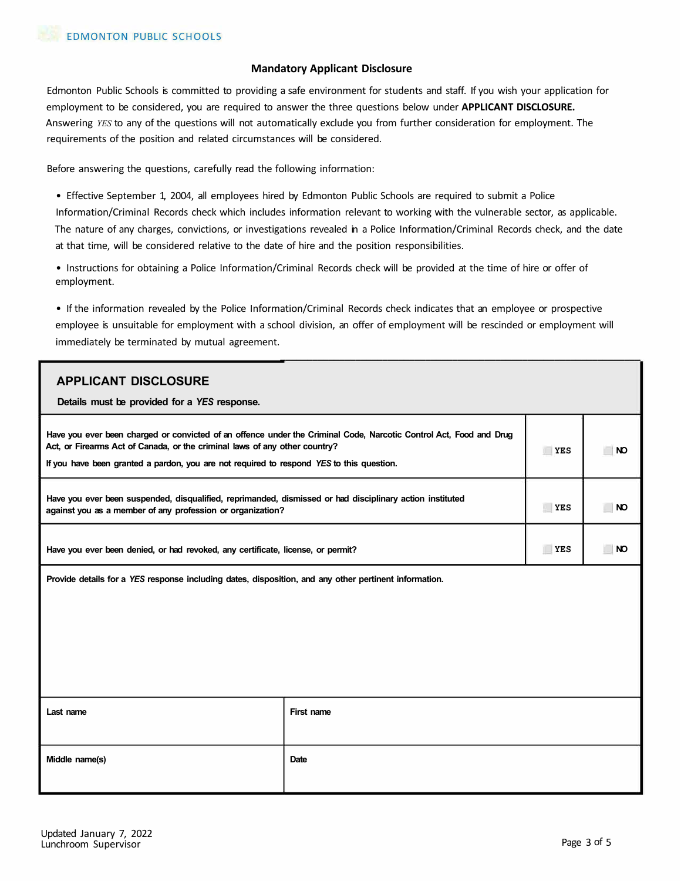## Mandatory Applicant Disclosure

Edmonton Public Schools is committed to providing a safe environment for students and staff. If you wish your application for employment to be considered, you are required to answer the three questions below under **APPLICANT DISCLOSURE.** Answering *YES* to any of the questions will not automatically exclude you from further consideration for employment. The requirements of the position and related circumstances will be considered.

Before answering the questions, carefully read the following information:

- Effective September 1, 2004, all employees hired by Edmonton Public Schools are required to submit a Police Information/Criminal Records check which includes information relevant to working with the vulnerable sector, as applicable. The nature of any charges, convictions, or investigations revealed in a Police Information/Criminal Records check, and the date at that time, will be considered relative to the date of hire and the position responsibilities.
- Instructions for obtaining a Police Information/Criminal Records check will be provided at the time of hire or offer of employment.
- If the information revealed by the Police Information/Criminal Records check indicates that an employee or prospective employee is unsuitable for employment with a school division, an offer of employment will be rescinded or employment will immediately be terminated by mutual agreement.

### APPLICANT DISCLOSURE

**Details must be provided for a *YES* response.**

| Question | | |
|---|---|---|
| **Have you ever been charged or convicted of an offence under the Criminal Code, Narcotic Control Act, Food and Drug Act, or Firearms Act of Canada, or the criminal laws of any other country?**<br>**If you have been granted a pardon, you are not required to respond *YES* to this question.** | ☐ YES | ☐ NO |
| **Have you ever been suspended, disqualified, reprimanded, dismissed or had disciplinary action instituted against you as a member of any profession or organization?** | ☐ YES | ☐ NO |
| **Have you ever been denied, or had revoked, any certificate, license, or permit?** | ☐ YES | ☐ NO |

**Provide details for a *YES* response including dates, disposition, and any other pertinent information.**

| **Last name** | **First name** |
|---|---|
| | |
| **Middle name(s)** | **Date** |
| | |

Updated January 7, 2022
Lunchroom Supervisor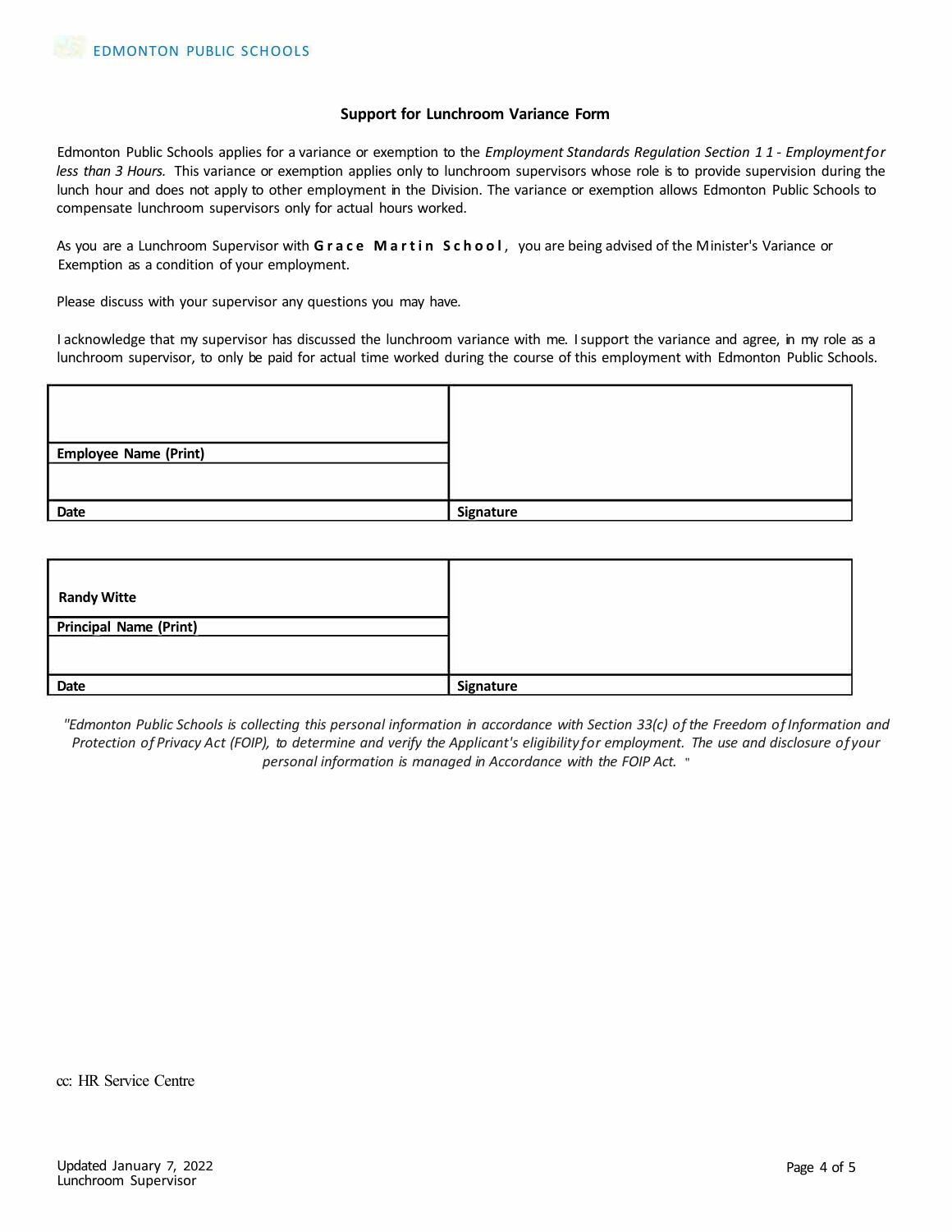## Support for Lunchroom Variance Form

Edmonton Public Schools applies for a variance or exemption to the *Employment Standards Regulation Section 11 - Employment for less than 3 Hours.* This variance or exemption applies only to lunchroom supervisors whose role is to provide supervision during the lunch hour and does not apply to other employment in the Division. The variance or exemption allows Edmonton Public Schools to compensate lunchroom supervisors only for actual hours worked.

As you are a Lunchroom Supervisor with **Grace Martin School**, you are being advised of the Minister's Variance or Exemption as a condition of your employment.

Please discuss with your supervisor any questions you may have.

I acknowledge that my supervisor has discussed the lunchroom variance with me. I support the variance and agree, in my role as a lunchroom supervisor, to only be paid for actual time worked during the course of this employment with Edmonton Public Schools.

| | |
|---|---|
| | |
| **Employee Name (Print)** | |
| | |
| **Date** | **Signature** |

| | |
|---|---|
| **Randy Witte** | |
| **Principal Name (Print)** | |
| | |
| **Date** | **Signature** |

*"Edmonton Public Schools is collecting this personal information in accordance with Section 33(c) of the Freedom of Information and Protection of Privacy Act (FOIP), to determine and verify the Applicant's eligibility for employment. The use and disclosure of your personal information is managed in Accordance with the FOIP Act."*

cc: HR Service Centre

Updated January 7, 2022
Lunchroom Supervisor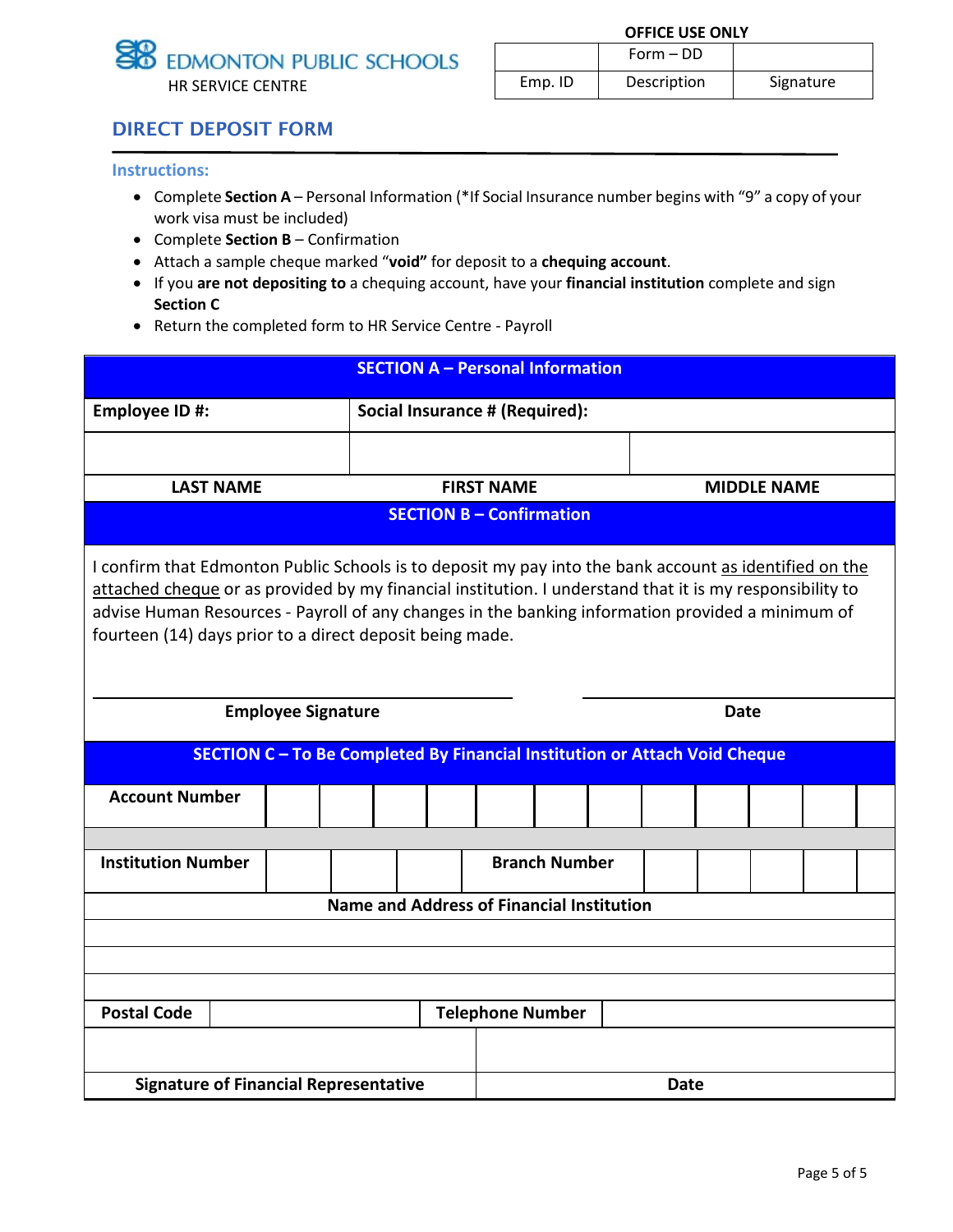EDMONTON PUBLIC SCHOOLS
HR SERVICE CENTRE

**OFFICE USE ONLY**

| | Form – DD | |
|---|---|---|
| Emp. ID | Description | Signature |

## DIRECT DEPOSIT FORM

**Instructions:**

- Complete **Section A** – Personal Information (*If Social Insurance number begins with "9" a copy of your work visa must be included)
- Complete **Section B** – Confirmation
- Attach a sample cheque marked "**void"** for deposit to a **chequing account**.
- If you **are not depositing to** a chequing account, have your **financial institution** complete and sign **Section C**
- Return the completed form to HR Service Centre - Payroll

### SECTION A – Personal Information

| Employee ID #: | Social Insurance # (Required): | |
|---|---|---|
| | | |
| **LAST NAME** | **FIRST NAME** | **MIDDLE NAME** |

### SECTION B – Confirmation

I confirm that Edmonton Public Schools is to deposit my pay into the bank account as identified on the attached cheque or as provided by my financial institution. I understand that it is my responsibility to advise Human Resources - Payroll of any changes in the banking information provided a minimum of fourteen (14) days prior to a direct deposit being made.

| | |
|---|---|
| **Employee Signature** | **Date** |

### SECTION C – To Be Completed By Financial Institution or Attach Void Cheque

| | | | | | | | | | | | |
|---|---|---|---|---|---|---|---|---|---|---|---|
| **Account Number** | | | | | | | | | | | |

| | | | | | | | | | |
|---|---|---|---|---|---|---|---|---|---|
| **Institution Number** | | | | **Branch Number** | | | | | |

**Name and Address of Financial Institution**

| | | | |
|---|---|---|---|
| **Postal Code** | | **Telephone Number** | |

| | |
|---|---|
| | |
| **Signature of Financial Representative** | **Date** |